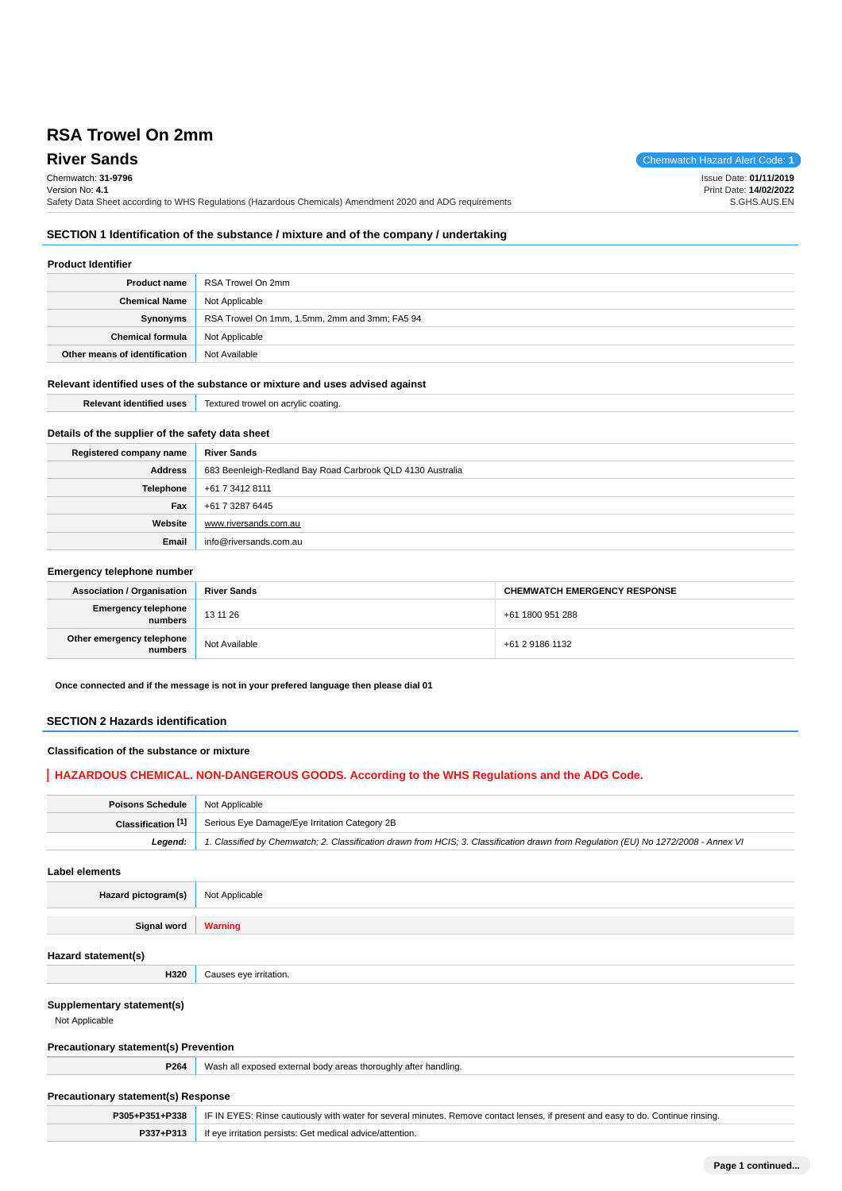# RSA Trowel On 2mm

## River Sands

Chemwatch Hazard Alert Code: **1**

Chemwatch: **31-9796**
Version No: **4.1**
Safety Data Sheet according to WHS Regulations (Hazardous Chemicals) Amendment 2020 and ADG requirements

Issue Date: **01/11/2019**
Print Date: **14/02/2022**
S.GHS.AUS.EN

## SECTION 1 Identification of the substance / mixture and of the company / undertaking

### Product Identifier

| | |
|---|---|
| **Product name** | RSA Trowel On 2mm |
| **Chemical Name** | Not Applicable |
| **Synonyms** | RSA Trowel On 1mm, 1.5mm, 2mm and 3mm; FA5 94 |
| **Chemical formula** | Not Applicable |
| **Other means of identification** | Not Available |

### Relevant identified uses of the substance or mixture and uses advised against

| | |
|---|---|
| **Relevant identified uses** | Textured trowel on acrylic coating. |

### Details of the supplier of the safety data sheet

| | |
|---|---|
| **Registered company name** | **River Sands** |
| **Address** | 683 Beenleigh-Redland Bay Road Carbrook QLD 4130 Australia |
| **Telephone** | +61 7 3412 8111 |
| **Fax** | +61 7 3287 6445 |
| **Website** | www.riversands.com.au |
| **Email** | info@riversands.com.au |

### Emergency telephone number

| **Association / Organisation** | **River Sands** | **CHEMWATCH EMERGENCY RESPONSE** |
|---|---|---|
| **Emergency telephone numbers** | 13 11 26 | +61 1800 951 288 |
| **Other emergency telephone numbers** | Not Available | +61 2 9186 1132 |

**Once connected and if the message is not in your prefered language then please dial 01**

## SECTION 2 Hazards identification

### Classification of the substance or mixture

**HAZARDOUS CHEMICAL. NON-DANGEROUS GOODS. According to the WHS Regulations and the ADG Code.**

| | |
|---|---|
| **Poisons Schedule** | Not Applicable |
| **Classification [1]** | Serious Eye Damage/Eye Irritation Category 2B |
| ***Legend:*** | *1. Classified by Chemwatch; 2. Classification drawn from HCIS; 3. Classification drawn from Regulation (EU) No 1272/2008 - Annex VI* |

### Label elements

| | |
|---|---|
| **Hazard pictogram(s)** | Not Applicable |
| **Signal word** | **Warning** |

### Hazard statement(s)

| | |
|---|---|
| **H320** | Causes eye irritation. |

### Supplementary statement(s)

Not Applicable

### Precautionary statement(s) Prevention

| | |
|---|---|
| **P264** | Wash all exposed external body areas thoroughly after handling. |

### Precautionary statement(s) Response

| | |
|---|---|
| **P305+P351+P338** | IF IN EYES: Rinse cautiously with water for several minutes. Remove contact lenses, if present and easy to do. Continue rinsing. |
| **P337+P313** | If eye irritation persists: Get medical advice/attention. |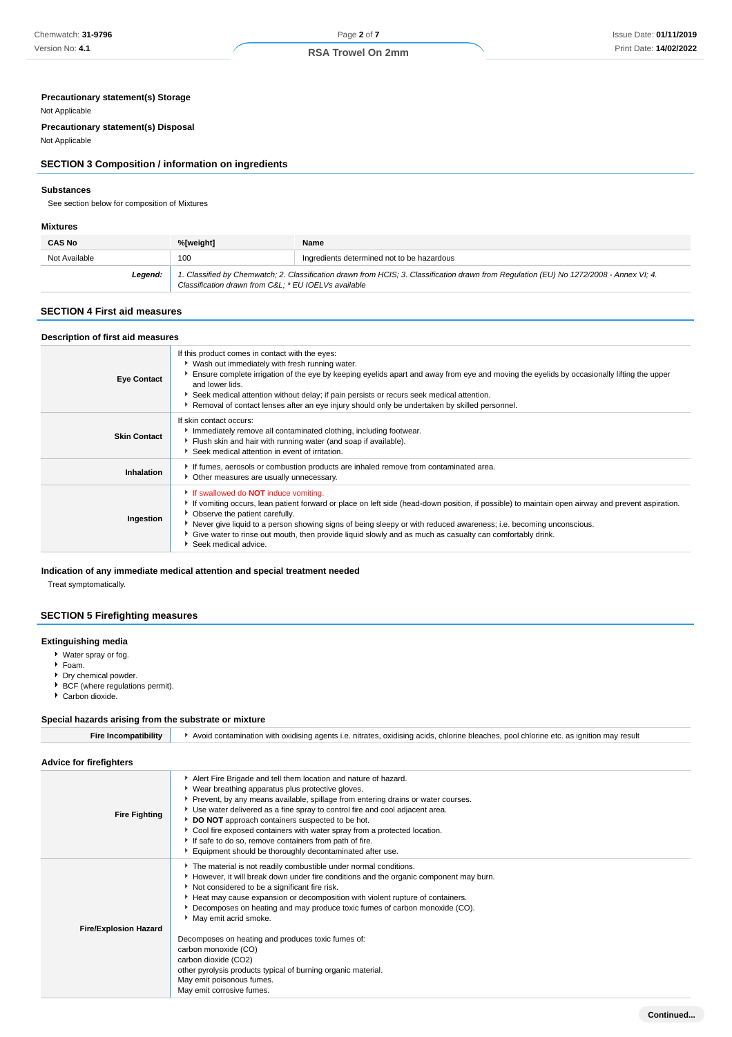### Precautionary statement(s) Storage

Not Applicable

### Precautionary statement(s) Disposal

Not Applicable

## SECTION 3 Composition / information on ingredients

### Substances

See section below for composition of Mixtures

### Mixtures

| CAS No | %[weight] | Name |
|---|---|---|
| Not Available | 100 | Ingredients determined not to be hazardous |
| ***Legend:*** | *1. Classified by Chemwatch; 2. Classification drawn from HCIS; 3. Classification drawn from Regulation (EU) No 1272/2008 - Annex VI; 4. Classification drawn from C&L; * EU IOELVs available* | |

## SECTION 4 First aid measures

### Description of first aid measures

| | |
|---|---|
| **Eye Contact** | If this product comes in contact with the eyes:<br>▸ Wash out immediately with fresh running water.<br>▸ Ensure complete irrigation of the eye by keeping eyelids apart and away from eye and moving the eyelids by occasionally lifting the upper and lower lids.<br>▸ Seek medical attention without delay; if pain persists or recurs seek medical attention.<br>▸ Removal of contact lenses after an eye injury should only be undertaken by skilled personnel. |
| **Skin Contact** | If skin contact occurs:<br>▸ Immediately remove all contaminated clothing, including footwear.<br>▸ Flush skin and hair with running water (and soap if available).<br>▸ Seek medical attention in event of irritation. |
| **Inhalation** | ▸ If fumes, aerosols or combustion products are inhaled remove from contaminated area.<br>▸ Other measures are usually unnecessary. |
| **Ingestion** | ▸ If swallowed do **NOT** induce vomiting.<br>▸ If vomiting occurs, lean patient forward or place on left side (head-down position, if possible) to maintain open airway and prevent aspiration.<br>▸ Observe the patient carefully.<br>▸ Never give liquid to a person showing signs of being sleepy or with reduced awareness; i.e. becoming unconscious.<br>▸ Give water to rinse out mouth, then provide liquid slowly and as much as casualty can comfortably drink.<br>▸ Seek medical advice. |

### Indication of any immediate medical attention and special treatment needed

Treat symptomatically.

## SECTION 5 Firefighting measures

### Extinguishing media

- Water spray or fog.
- Foam.
- Dry chemical powder.
- BCF (where regulations permit).
- Carbon dioxide.

### Special hazards arising from the substrate or mixture

| | |
|---|---|
| **Fire Incompatibility** | ▸ Avoid contamination with oxidising agents i.e. nitrates, oxidising acids, chlorine bleaches, pool chlorine etc. as ignition may result |

### Advice for firefighters

| | |
|---|---|
| **Fire Fighting** | ▸ Alert Fire Brigade and tell them location and nature of hazard.<br>▸ Wear breathing apparatus plus protective gloves.<br>▸ Prevent, by any means available, spillage from entering drains or water courses.<br>▸ Use water delivered as a fine spray to control fire and cool adjacent area.<br>▸ **DO NOT** approach containers suspected to be hot.<br>▸ Cool fire exposed containers with water spray from a protected location.<br>▸ If safe to do so, remove containers from path of fire.<br>▸ Equipment should be thoroughly decontaminated after use. |
| **Fire/Explosion Hazard** | ▸ The material is not readily combustible under normal conditions.<br>▸ However, it will break down under fire conditions and the organic component may burn.<br>▸ Not considered to be a significant fire risk.<br>▸ Heat may cause expansion or decomposition with violent rupture of containers.<br>▸ Decomposes on heating and may produce toxic fumes of carbon monoxide (CO).<br>▸ May emit acrid smoke.<br><br>Decomposes on heating and produces toxic fumes of:<br>carbon monoxide (CO)<br>carbon dioxide ($CO_2$)<br>other pyrolysis products typical of burning organic material.<br>May emit poisonous fumes.<br>May emit corrosive fumes. |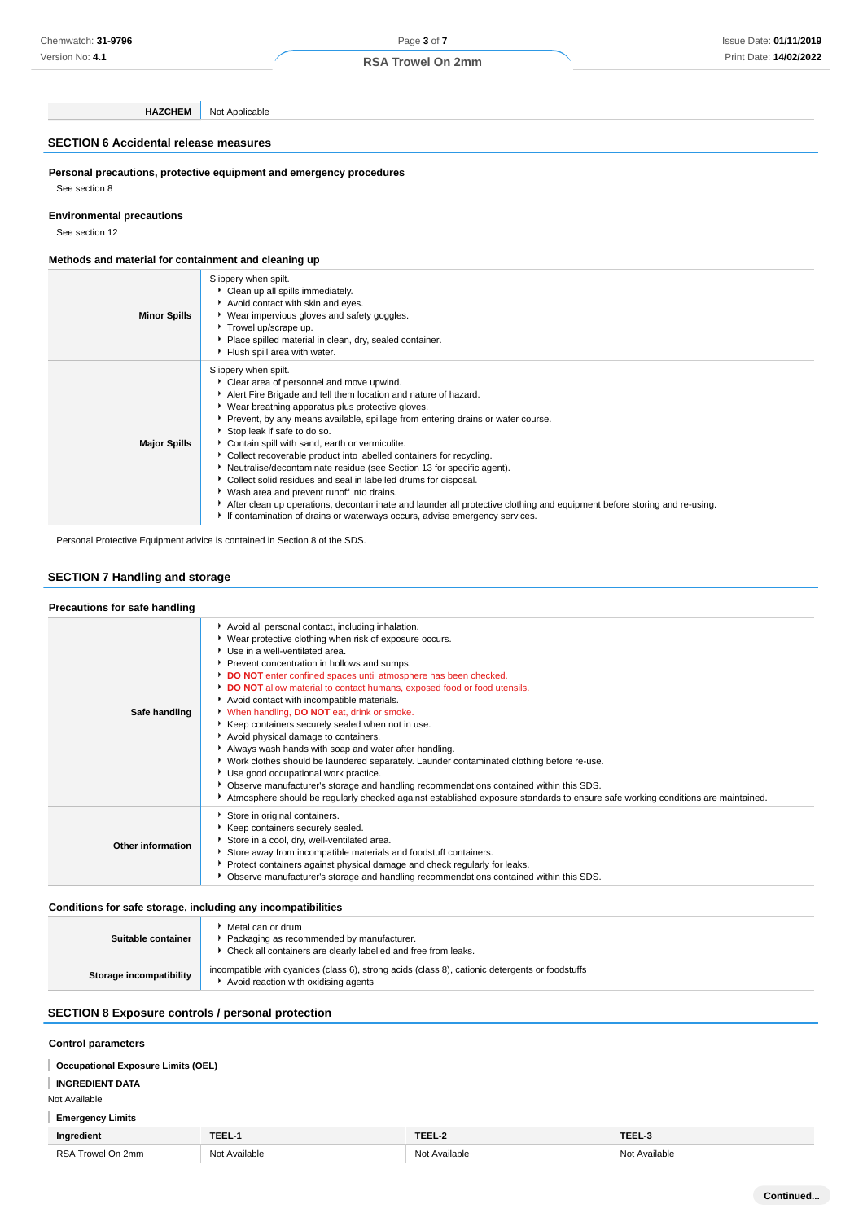| HAZCHEM | Not Applicable |
|---|---|

## SECTION 6 Accidental release measures

### Personal precautions, protective equipment and emergency procedures

See section 8

### Environmental precautions

See section 12

### Methods and material for containment and cleaning up

| | |
|---|---|
| **Minor Spills** | Slippery when spilt.<br>- Clean up all spills immediately.<br>- Avoid contact with skin and eyes.<br>- Wear impervious gloves and safety goggles.<br>- Trowel up/scrape up.<br>- Place spilled material in clean, dry, sealed container.<br>- Flush spill area with water. |
| **Major Spills** | Slippery when spilt.<br>- Clear area of personnel and move upwind.<br>- Alert Fire Brigade and tell them location and nature of hazard.<br>- Wear breathing apparatus plus protective gloves.<br>- Prevent, by any means available, spillage from entering drains or water course.<br>- Stop leak if safe to do so.<br>- Contain spill with sand, earth or vermiculite.<br>- Collect recoverable product into labelled containers for recycling.<br>- Neutralise/decontaminate residue (see Section 13 for specific agent).<br>- Collect solid residues and seal in labelled drums for disposal.<br>- Wash area and prevent runoff into drains.<br>- After clean up operations, decontaminate and launder all protective clothing and equipment before storing and re-using.<br>- If contamination of drains or waterways occurs, advise emergency services. |

Personal Protective Equipment advice is contained in Section 8 of the SDS.

## SECTION 7 Handling and storage

### Precautions for safe handling

| | |
|---|---|
| **Safe handling** | - Avoid all personal contact, including inhalation.<br>- Wear protective clothing when risk of exposure occurs.<br>- Use in a well-ventilated area.<br>- Prevent concentration in hollows and sumps.<br>- **DO NOT** enter confined spaces until atmosphere has been checked.<br>- **DO NOT** allow material to contact humans, exposed food or food utensils.<br>- Avoid contact with incompatible materials.<br>- When handling, **DO NOT** eat, drink or smoke.<br>- Keep containers securely sealed when not in use.<br>- Avoid physical damage to containers.<br>- Always wash hands with soap and water after handling.<br>- Work clothes should be laundered separately. Launder contaminated clothing before re-use.<br>- Use good occupational work practice.<br>- Observe manufacturer's storage and handling recommendations contained within this SDS.<br>- Atmosphere should be regularly checked against established exposure standards to ensure safe working conditions are maintained. |
| **Other information** | - Store in original containers.<br>- Keep containers securely sealed.<br>- Store in a cool, dry, well-ventilated area.<br>- Store away from incompatible materials and foodstuff containers.<br>- Protect containers against physical damage and check regularly for leaks.<br>- Observe manufacturer's storage and handling recommendations contained within this SDS. |

### Conditions for safe storage, including any incompatibilities

| | |
|---|---|
| **Suitable container** | - Metal can or drum<br>- Packaging as recommended by manufacturer.<br>- Check all containers are clearly labelled and free from leaks. |
| **Storage incompatibility** | incompatible with cyanides (class 6), strong acids (class 8), cationic detergents or foodstuffs<br>- Avoid reaction with oxidising agents |

## SECTION 8 Exposure controls / personal protection

### Control parameters

**Occupational Exposure Limits (OEL)**

**INGREDIENT DATA**

Not Available

**Emergency Limits**

| Ingredient | TEEL-1 | TEEL-2 | TEEL-3 |
|---|---|---|---|
| RSA Trowel On 2mm | Not Available | Not Available | Not Available |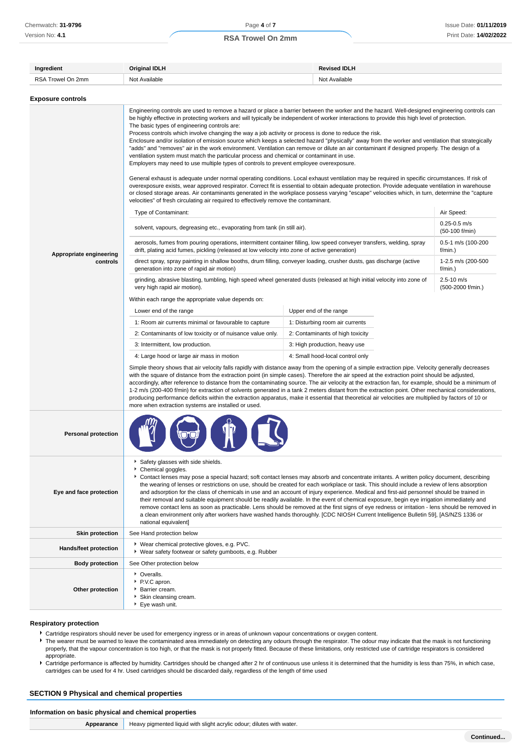| Ingredient | Original IDLH | Revised IDLH |
|---|---|---|
| RSA Trowel On 2mm | Not Available | Not Available |

### Exposure controls

**Appropriate engineering controls**

Engineering controls are used to remove a hazard or place a barrier between the worker and the hazard. Well-designed engineering controls can be highly effective in protecting workers and will typically be independent of worker interactions to provide this high level of protection.
The basic types of engineering controls are:
Process controls which involve changing the way a job activity or process is done to reduce the risk.
Enclosure and/or isolation of emission source which keeps a selected hazard "physically" away from the worker and ventilation that strategically "adds" and "removes" air in the work environment. Ventilation can remove or dilute an air contaminant if designed properly. The design of a ventilation system must match the particular process and chemical or contaminant in use.
Employers may need to use multiple types of controls to prevent employee overexposure.

General exhaust is adequate under normal operating conditions. Local exhaust ventilation may be required in specific circumstances. If risk of overexposure exists, wear approved respirator. Correct fit is essential to obtain adequate protection. Provide adequate ventilation in warehouse or closed storage areas. Air contaminants generated in the workplace possess varying "escape" velocities which, in turn, determine the "capture velocities" of fresh circulating air required to effectively remove the contaminant.

| Type of Contaminant: | Air Speed: |
|---|---|
| solvent, vapours, degreasing etc., evaporating from tank (in still air). | 0.25-0.5 m/s (50-100 f/min) |
| aerosols, fumes from pouring operations, intermittent container filling, low speed conveyer transfers, welding, spray drift, plating acid fumes, pickling (released at low velocity into zone of active generation) | 0.5-1 m/s (100-200 f/min.) |
| direct spray, spray painting in shallow booths, drum filling, conveyer loading, crusher dusts, gas discharge (active generation into zone of rapid air motion) | 1-2.5 m/s (200-500 f/min.) |
| grinding, abrasive blasting, tumbling, high speed wheel generated dusts (released at high initial velocity into zone of very high rapid air motion). | 2.5-10 m/s (500-2000 f/min.) |

Within each range the appropriate value depends on:

| Lower end of the range | Upper end of the range |
|---|---|
| 1: Room air currents minimal or favourable to capture | 1: Disturbing room air currents |
| 2: Contaminants of low toxicity or of nuisance value only. | 2: Contaminants of high toxicity |
| 3: Intermittent, low production. | 3: High production, heavy use |
| 4: Large hood or large air mass in motion | 4: Small hood-local control only |

Simple theory shows that air velocity falls rapidly with distance away from the opening of a simple extraction pipe. Velocity generally decreases with the square of distance from the extraction point (in simple cases). Therefore the air speed at the extraction point should be adjusted, accordingly, after reference to distance from the contaminating source. The air velocity at the extraction fan, for example, should be a minimum of 1-2 m/s (200-400 f/min) for extraction of solvents generated in a tank 2 meters distant from the extraction point. Other mechanical considerations, producing performance deficits within the extraction apparatus, make it essential that theoretical air velocities are multiplied by factors of 10 or more when extraction systems are installed or used.

**Personal protection**

**Eye and face protection**

- Safety glasses with side shields.
- Chemical goggles.
- Contact lenses may pose a special hazard; soft contact lenses may absorb and concentrate irritants. A written policy document, describing the wearing of lenses or restrictions on use, should be created for each workplace or task. This should include a review of lens absorption and adsorption for the class of chemicals in use and an account of injury experience. Medical and first-aid personnel should be trained in their removal and suitable equipment should be readily available. In the event of chemical exposure, begin eye irrigation immediately and remove contact lens as soon as practicable. Lens should be removed at the first signs of eye redness or irritation - lens should be removed in a clean environment only after workers have washed hands thoroughly. [CDC NIOSH Current Intelligence Bulletin 59], [AS/NZS 1336 or national equivalent]

**Skin protection**

See Hand protection below

**Hands/feet protection**

- Wear chemical protective gloves, e.g. PVC.
- Wear safety footwear or safety gumboots, e.g. Rubber

**Body protection**

See Other protection below

**Other protection**

- Overalls.
- P.V.C apron.
- Barrier cream.
- Skin cleansing cream.
- Eye wash unit.

### Respiratory protection

- Cartridge respirators should never be used for emergency ingress or in areas of unknown vapour concentrations or oxygen content.
- The wearer must be warned to leave the contaminated area immediately on detecting any odours through the respirator. The odour may indicate that the mask is not functioning properly, that the vapour concentration is too high, or that the mask is not properly fitted. Because of these limitations, only restricted use of cartridge respirators is considered appropriate.
- Cartridge performance is affected by humidity. Cartridges should be changed after 2 hr of continuous use unless it is determined that the humidity is less than 75%, in which case, cartridges can be used for 4 hr. Used cartridges should be discarded daily, regardless of the length of time used

## SECTION 9 Physical and chemical properties

### Information on basic physical and chemical properties

| | |
|---|---|
| **Appearance** | Heavy pigmented liquid with slight acrylic odour; dilutes with water. |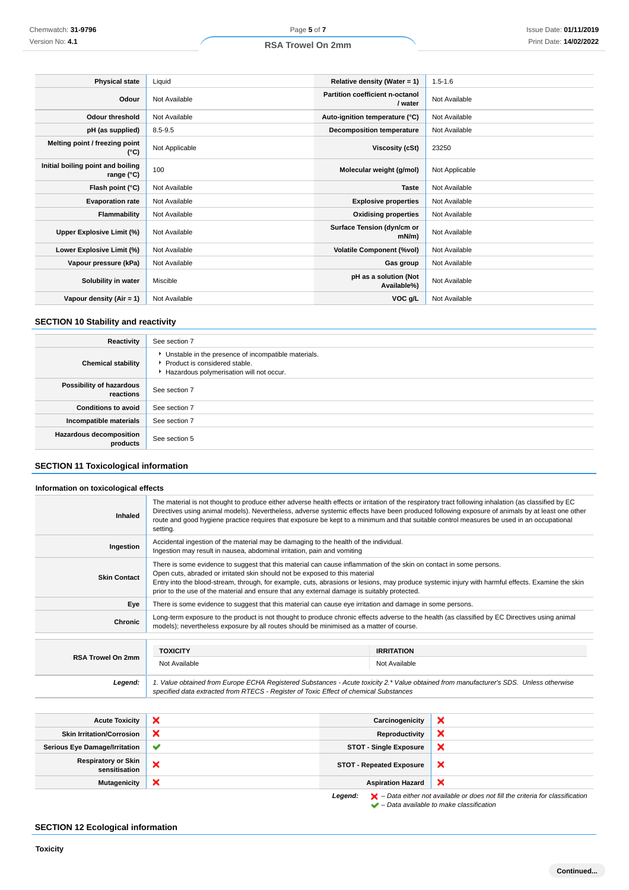| | | | |
|---|---|---|---|
| **Physical state** | Liquid | **Relative density (Water = 1)** | 1.5-1.6 |
| **Odour** | Not Available | **Partition coefficient n-octanol / water** | Not Available |
| **Odour threshold** | Not Available | **Auto-ignition temperature (°C)** | Not Available |
| **pH (as supplied)** | 8.5-9.5 | **Decomposition temperature** | Not Available |
| **Melting point / freezing point (°C)** | Not Applicable | **Viscosity (cSt)** | 23250 |
| **Initial boiling point and boiling range (°C)** | 100 | **Molecular weight (g/mol)** | Not Applicable |
| **Flash point (°C)** | Not Available | **Taste** | Not Available |
| **Evaporation rate** | Not Available | **Explosive properties** | Not Available |
| **Flammability** | Not Available | **Oxidising properties** | Not Available |
| **Upper Explosive Limit (%)** | Not Available | **Surface Tension (dyn/cm or mN/m)** | Not Available |
| **Lower Explosive Limit (%)** | Not Available | **Volatile Component (%vol)** | Not Available |
| **Vapour pressure (kPa)** | Not Available | **Gas group** | Not Available |
| **Solubility in water** | Miscible | **pH as a solution (Not Available%)** | Not Available |
| **Vapour density (Air = 1)** | Not Available | **VOC g/L** | Not Available |

## SECTION 10 Stability and reactivity

| | |
|---|---|
| **Reactivity** | See section 7 |
| **Chemical stability** | ▸ Unstable in the presence of incompatible materials.<br>▸ Product is considered stable.<br>▸ Hazardous polymerisation will not occur. |
| **Possibility of hazardous reactions** | See section 7 |
| **Conditions to avoid** | See section 7 |
| **Incompatible materials** | See section 7 |
| **Hazardous decomposition products** | See section 5 |

## SECTION 11 Toxicological information

### Information on toxicological effects

| | |
|---|---|
| **Inhaled** | The material is not thought to produce either adverse health effects or irritation of the respiratory tract following inhalation (as classified by EC Directives using animal models). Nevertheless, adverse systemic effects have been produced following exposure of animals by at least one other route and good hygiene practice requires that exposure be kept to a minimum and that suitable control measures be used in an occupational setting. |
| **Ingestion** | Accidental ingestion of the material may be damaging to the health of the individual.<br>Ingestion may result in nausea, abdominal irritation, pain and vomiting |
| **Skin Contact** | There is some evidence to suggest that this material can cause inflammation of the skin on contact in some persons.<br>Open cuts, abraded or irritated skin should not be exposed to this material<br>Entry into the blood-stream, through, for example, cuts, abrasions or lesions, may produce systemic injury with harmful effects. Examine the skin prior to the use of the material and ensure that any external damage is suitably protected. |
| **Eye** | There is some evidence to suggest that this material can cause eye irritation and damage in some persons. |
| **Chronic** | Long-term exposure to the product is not thought to produce chronic effects adverse to the health (as classified by EC Directives using animal models); nevertheless exposure by all routes should be minimised as a matter of course. |

| | TOXICITY | IRRITATION |
|---|---|---|
| **RSA Trowel On 2mm** | Not Available | Not Available |

***Legend:*** *1. Value obtained from Europe ECHA Registered Substances - Acute toxicity 2.\* Value obtained from manufacturer's SDS. Unless otherwise specified data extracted from RTECS - Register of Toxic Effect of chemical Substances*

| | | | |
|---|---|---|---|
| **Acute Toxicity** | ✘ | **Carcinogenicity** | ✘ |
| **Skin Irritation/Corrosion** | ✘ | **Reproductivity** | ✘ |
| **Serious Eye Damage/Irritation** | ✔ | **STOT - Single Exposure** | ✘ |
| **Respiratory or Skin sensitisation** | ✘ | **STOT - Repeated Exposure** | ✘ |
| **Mutagenicity** | ✘ | **Aspiration Hazard** | ✘ |

***Legend:***
*✘ – Data either not available or does not fill the criteria for classification*
*✔ – Data available to make classification*

## SECTION 12 Ecological information

### Toxicity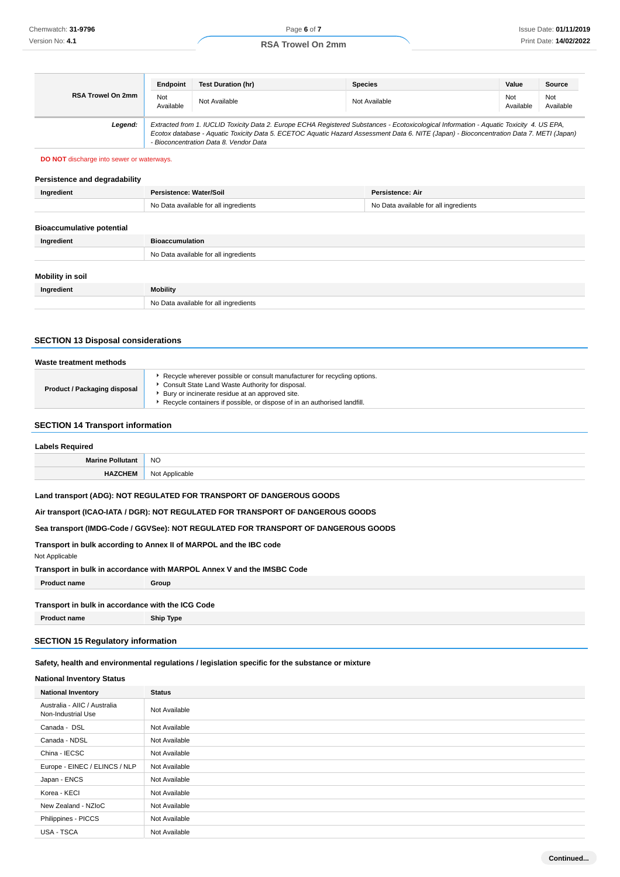| RSA Trowel On 2mm | Endpoint | Test Duration (hr) | Species | Value | Source |
|---|---|---|---|---|---|
| | Not Available | Not Available | Not Available | Not Available | Not Available |

***Legend:*** *Extracted from 1. IUCLID Toxicity Data 2. Europe ECHA Registered Substances - Ecotoxicological Information - Aquatic Toxicity 4. US EPA, Ecotox database - Aquatic Toxicity Data 5. ECETOC Aquatic Hazard Assessment Data 6. NITE (Japan) - Bioconcentration Data 7. METI (Japan) - Bioconcentration Data 8. Vendor Data*

**DO NOT** discharge into sewer or waterways.

### Persistence and degradability

| Ingredient | Persistence: Water/Soil | Persistence: Air |
|---|---|---|
| | No Data available for all ingredients | No Data available for all ingredients |

### Bioaccumulative potential

| Ingredient | Bioaccumulation |
|---|---|
| | No Data available for all ingredients |

### Mobility in soil

| Ingredient | Mobility |
|---|---|
| | No Data available for all ingredients |

## SECTION 13 Disposal considerations

### Waste treatment methods

| Product / Packaging disposal | |
|---|---|
| | - Recycle wherever possible or consult manufacturer for recycling options.<br>- Consult State Land Waste Authority for disposal.<br>- Bury or incinerate residue at an approved site.<br>- Recycle containers if possible, or dispose of in an authorised landfill. |

## SECTION 14 Transport information

### Labels Required

| Marine Pollutant | NO |
|---|---|
| HAZCHEM | Not Applicable |

**Land transport (ADG): NOT REGULATED FOR TRANSPORT OF DANGEROUS GOODS**

**Air transport (ICAO-IATA / DGR): NOT REGULATED FOR TRANSPORT OF DANGEROUS GOODS**

**Sea transport (IMDG-Code / GGVSee): NOT REGULATED FOR TRANSPORT OF DANGEROUS GOODS**

**Transport in bulk according to Annex II of MARPOL and the IBC code**

Not Applicable

**Transport in bulk in accordance with MARPOL Annex V and the IMSBC Code**

| Product name | Group |
|---|---|

**Transport in bulk in accordance with the ICG Code**

| Product name | Ship Type |
|---|---|

## SECTION 15 Regulatory information

**Safety, health and environmental regulations / legislation specific for the substance or mixture**

### National Inventory Status

| National Inventory | Status |
|---|---|
| Australia - AIIC / Australia Non-Industrial Use | Not Available |
| Canada - DSL | Not Available |
| Canada - NDSL | Not Available |
| China - IECSC | Not Available |
| Europe - EINEC / ELINCS / NLP | Not Available |
| Japan - ENCS | Not Available |
| Korea - KECI | Not Available |
| New Zealand - NZIoC | Not Available |
| Philippines - PICCS | Not Available |
| USA - TSCA | Not Available |

**Continued...**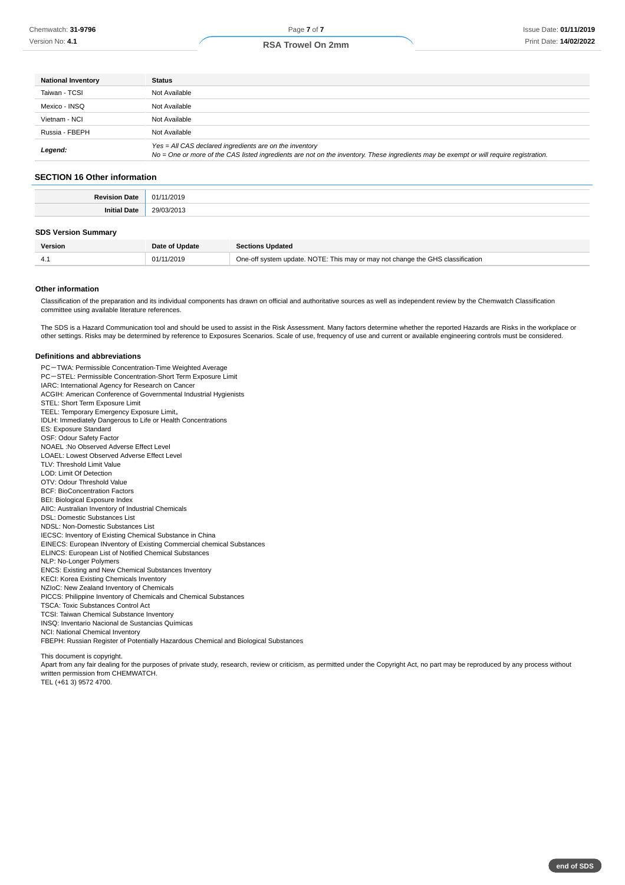| National Inventory | Status |
|---|---|
| Taiwan - TCSI | Not Available |
| Mexico - INSQ | Not Available |
| Vietnam - NCI | Not Available |
| Russia - FBEPH | Not Available |
| ***Legend:*** | *Yes = All CAS declared ingredients are on the inventory*<br>*No = One or more of the CAS listed ingredients are not on the inventory. These ingredients may be exempt or will require registration.* |

## SECTION 16 Other information

| | |
|---|---|
| **Revision Date** | 01/11/2019 |
| **Initial Date** | 29/03/2013 |

### SDS Version Summary

| Version | Date of Update | Sections Updated |
|---|---|---|
| 4.1 | 01/11/2019 | One-off system update. NOTE: This may or may not change the GHS classification |

### Other information

Classification of the preparation and its individual components has drawn on official and authoritative sources as well as independent review by the Chemwatch Classification committee using available literature references.

The SDS is a Hazard Communication tool and should be used to assist in the Risk Assessment. Many factors determine whether the reported Hazards are Risks in the workplace or other settings. Risks may be determined by reference to Exposures Scenarios. Scale of use, frequency of use and current or available engineering controls must be considered.

### Definitions and abbreviations

PC－TWA: Permissible Concentration-Time Weighted Average
PC－STEL: Permissible Concentration-Short Term Exposure Limit
IARC: International Agency for Research on Cancer
ACGIH: American Conference of Governmental Industrial Hygienists
STEL: Short Term Exposure Limit
TEEL: Temporary Emergency Exposure Limit。
IDLH: Immediately Dangerous to Life or Health Concentrations
ES: Exposure Standard
OSF: Odour Safety Factor
NOAEL :No Observed Adverse Effect Level
LOAEL: Lowest Observed Adverse Effect Level
TLV: Threshold Limit Value
LOD: Limit Of Detection
OTV: Odour Threshold Value
BCF: BioConcentration Factors
BEI: Biological Exposure Index
AIIC: Australian Inventory of Industrial Chemicals
DSL: Domestic Substances List
NDSL: Non-Domestic Substances List
IECSC: Inventory of Existing Chemical Substance in China
EINECS: European INventory of Existing Commercial chemical Substances
ELINCS: European List of Notified Chemical Substances
NLP: No-Longer Polymers
ENCS: Existing and New Chemical Substances Inventory
KECI: Korea Existing Chemicals Inventory
NZIoC: New Zealand Inventory of Chemicals
PICCS: Philippine Inventory of Chemicals and Chemical Substances
TSCA: Toxic Substances Control Act
TCSI: Taiwan Chemical Substance Inventory
INSQ: Inventario Nacional de Sustancias Químicas
NCI: National Chemical Inventory
FBEPH: Russian Register of Potentially Hazardous Chemical and Biological Substances

This document is copyright.
Apart from any fair dealing for the purposes of private study, research, review or criticism, as permitted under the Copyright Act, no part may be reproduced by any process without written permission from CHEMWATCH.
TEL (+61 3) 9572 4700.

end of SDS